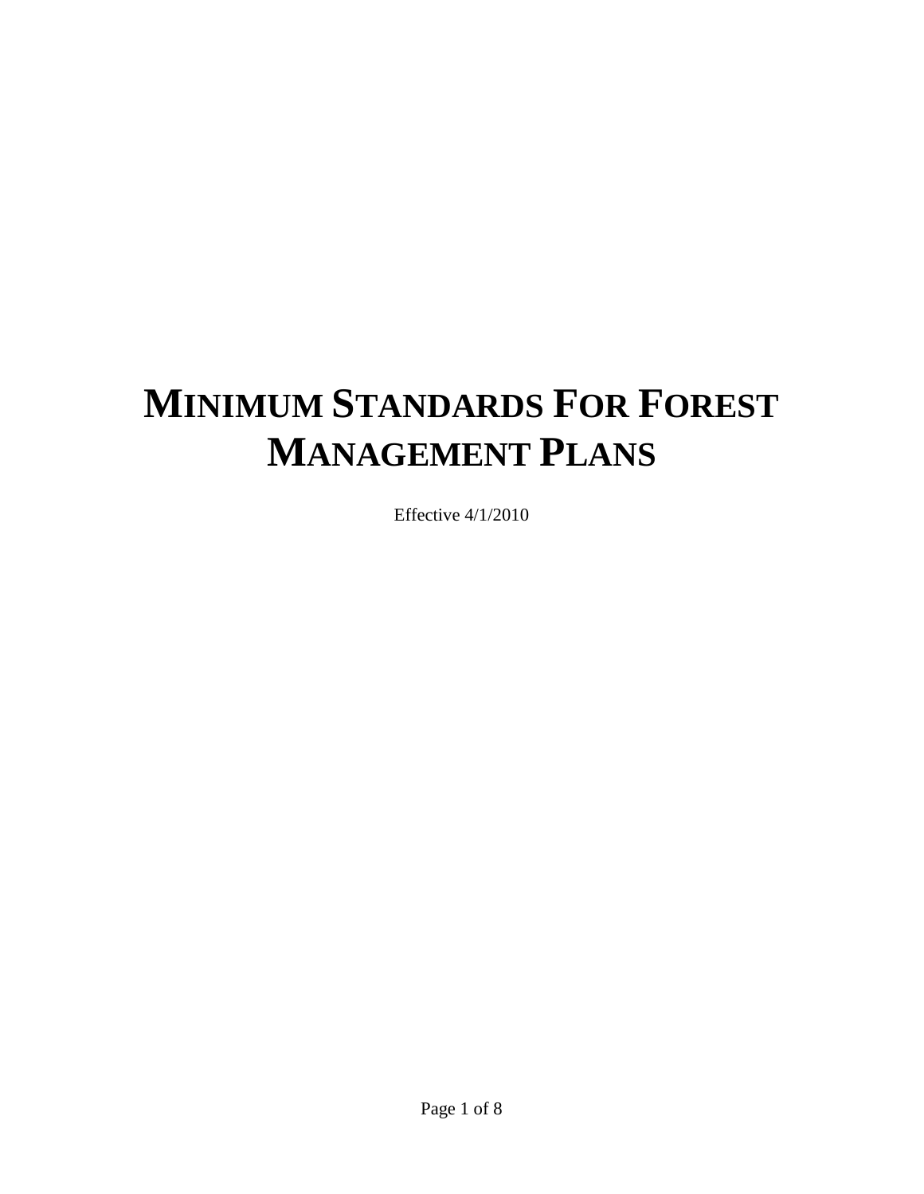# MINIMUM STANDARDS FOR FOREST MANAGEMENT PLANS

Effective 4/1/2010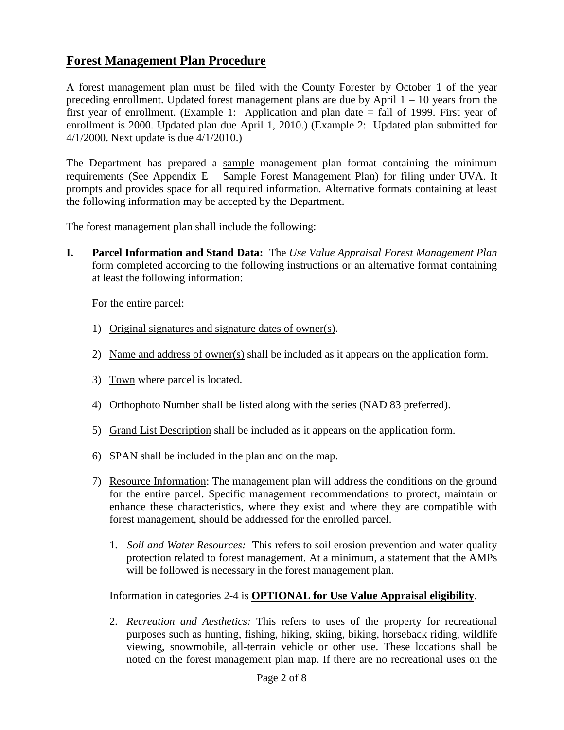## Forest Management Plan Procedure

A forest management plan must be filed with the County Forester by October 1 of the year preceding enrollment. Updated forest management plans are due by April 1 – 10 years from the first year of enrollment. (Example 1: Application and plan date = fall of 1999. First year of enrollment is 2000. Updated plan due April 1, 2010.) (Example 2: Updated plan submitted for 4/1/2000. Next update is due 4/1/2010.)

The Department has prepared a sample management plan format containing the minimum requirements (See Appendix E – Sample Forest Management Plan) for filing under UVA. It prompts and provides space for all required information. Alternative formats containing at least the following information may be accepted by the Department.

The forest management plan shall include the following:

**I. Parcel Information and Stand Data:** The *Use Value Appraisal Forest Management Plan* form completed according to the following instructions or an alternative format containing at least the following information:

For the entire parcel:

1) Original signatures and signature dates of owner(s).

2) Name and address of owner(s) shall be included as it appears on the application form.

3) Town where parcel is located.

4) Orthophoto Number shall be listed along with the series (NAD 83 preferred).

5) Grand List Description shall be included as it appears on the application form.

6) SPAN shall be included in the plan and on the map.

7) Resource Information: The management plan will address the conditions on the ground for the entire parcel. Specific management recommendations to protect, maintain or enhance these characteristics, where they exist and where they are compatible with forest management, should be addressed for the enrolled parcel.

   1. *Soil and Water Resources:* This refers to soil erosion prevention and water quality protection related to forest management. At a minimum, a statement that the AMPs will be followed is necessary in the forest management plan.

   Information in categories 2-4 is **OPTIONAL for Use Value Appraisal eligibility**.

   2. *Recreation and Aesthetics:* This refers to uses of the property for recreational purposes such as hunting, fishing, hiking, skiing, biking, horseback riding, wildlife viewing, snowmobile, all-terrain vehicle or other use. These locations shall be noted on the forest management plan map. If there are no recreational uses on the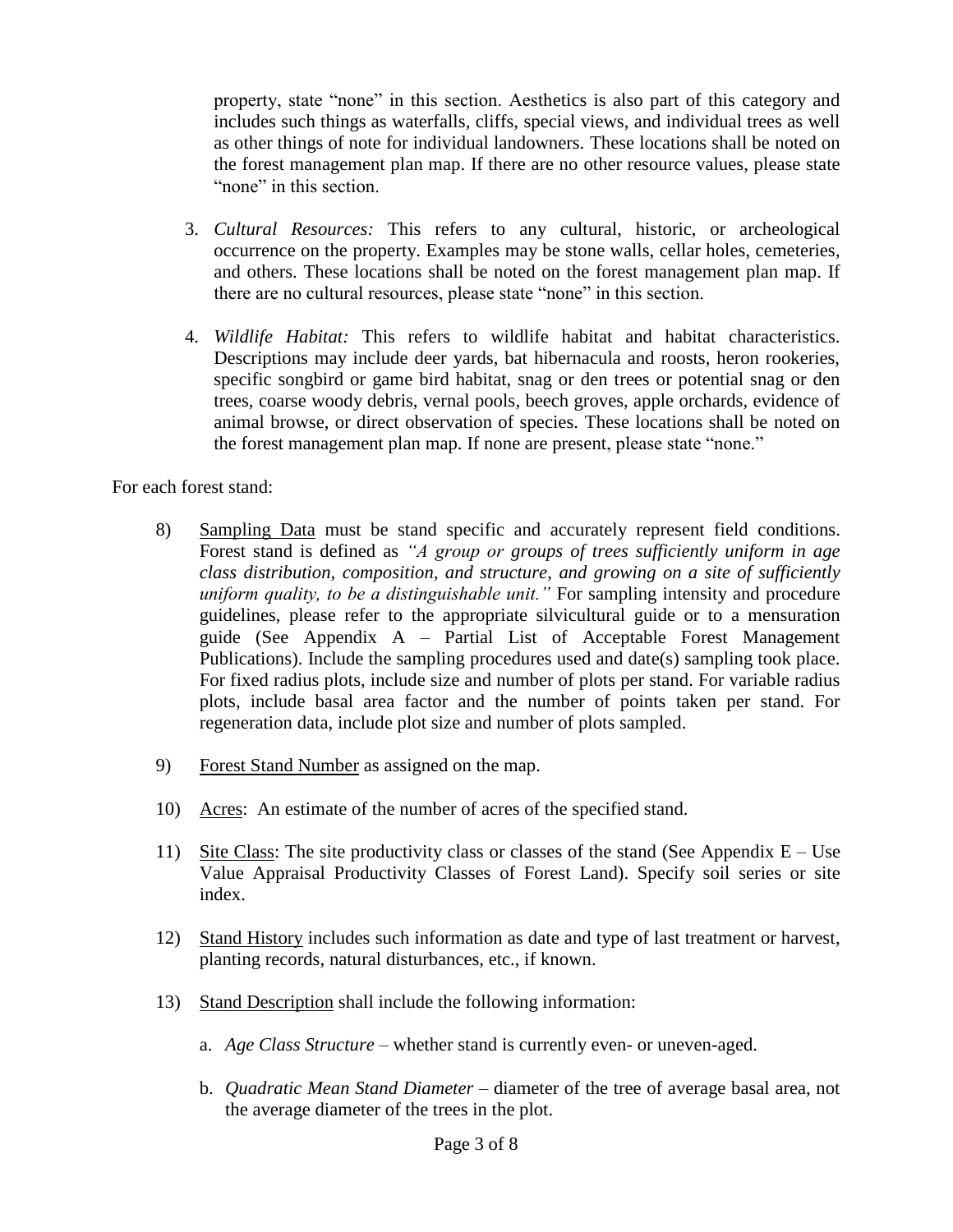property, state "none" in this section. Aesthetics is also part of this category and includes such things as waterfalls, cliffs, special views, and individual trees as well as other things of note for individual landowners. These locations shall be noted on the forest management plan map. If there are no other resource values, please state "none" in this section.

3. *Cultural Resources:* This refers to any cultural, historic, or archeological occurrence on the property. Examples may be stone walls, cellar holes, cemeteries, and others. These locations shall be noted on the forest management plan map. If there are no cultural resources, please state "none" in this section.

4. *Wildlife Habitat:* This refers to wildlife habitat and habitat characteristics. Descriptions may include deer yards, bat hibernacula and roosts, heron rookeries, specific songbird or game bird habitat, snag or den trees or potential snag or den trees, coarse woody debris, vernal pools, beech groves, apple orchards, evidence of animal browse, or direct observation of species. These locations shall be noted on the forest management plan map. If none are present, please state "none."

For each forest stand:

8) Sampling Data must be stand specific and accurately represent field conditions. Forest stand is defined as *"A group or groups of trees sufficiently uniform in age class distribution, composition, and structure, and growing on a site of sufficiently uniform quality, to be a distinguishable unit."* For sampling intensity and procedure guidelines, please refer to the appropriate silvicultural guide or to a mensuration guide (See Appendix A – Partial List of Acceptable Forest Management Publications). Include the sampling procedures used and date(s) sampling took place. For fixed radius plots, include size and number of plots per stand. For variable radius plots, include basal area factor and the number of points taken per stand. For regeneration data, include plot size and number of plots sampled.

9) Forest Stand Number as assigned on the map.

10) Acres: An estimate of the number of acres of the specified stand.

11) Site Class: The site productivity class or classes of the stand (See Appendix E – Use Value Appraisal Productivity Classes of Forest Land). Specify soil series or site index.

12) Stand History includes such information as date and type of last treatment or harvest, planting records, natural disturbances, etc., if known.

13) Stand Description shall include the following information:

    a. *Age Class Structure* – whether stand is currently even- or uneven-aged.

    b. *Quadratic Mean Stand Diameter* – diameter of the tree of average basal area, not the average diameter of the trees in the plot.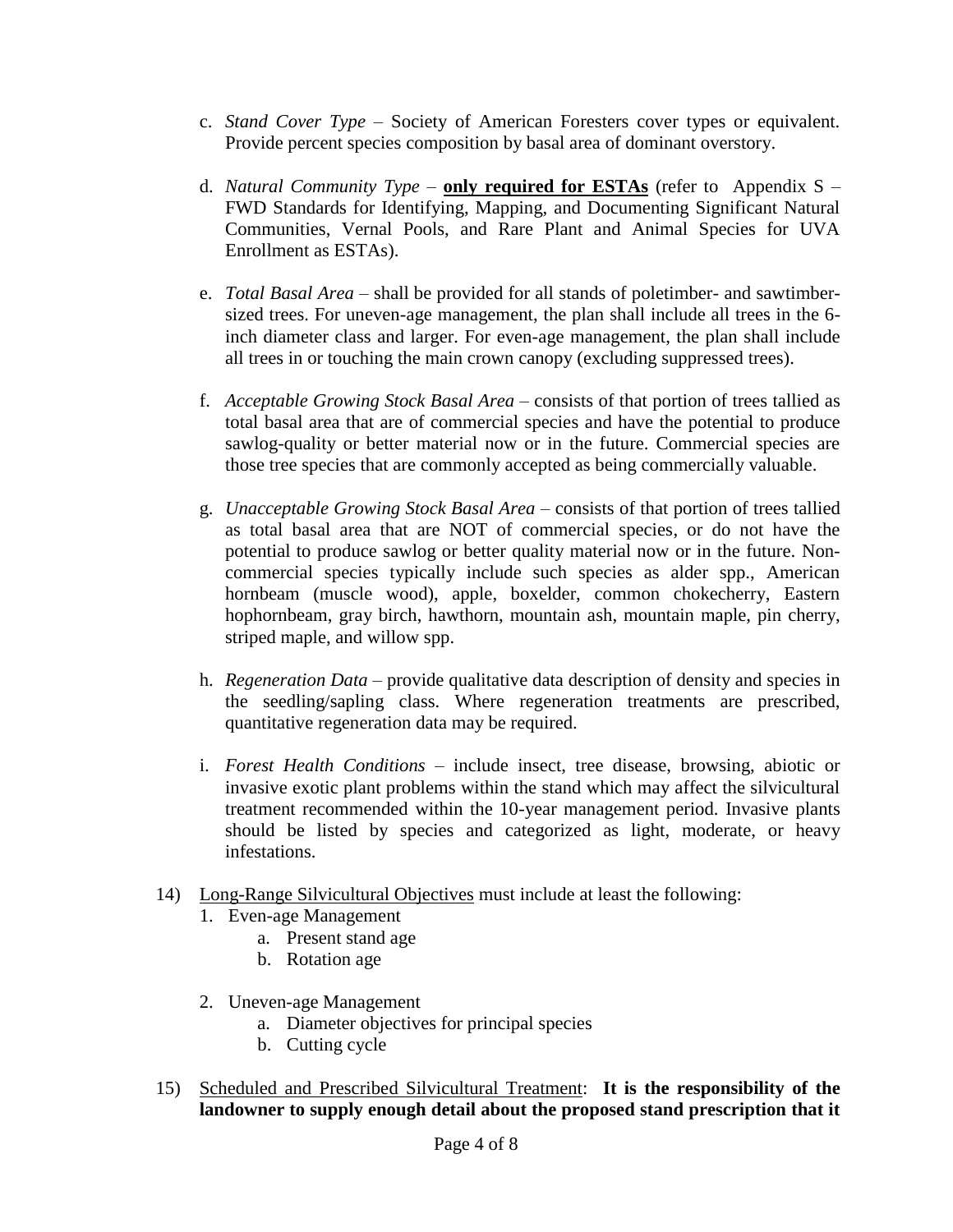c. *Stand Cover Type* – Society of American Foresters cover types or equivalent. Provide percent species composition by basal area of dominant overstory.

d. *Natural Community Type* – **only required for ESTAs** (refer to Appendix S – FWD Standards for Identifying, Mapping, and Documenting Significant Natural Communities, Vernal Pools, and Rare Plant and Animal Species for UVA Enrollment as ESTAs).

e. *Total Basal Area* – shall be provided for all stands of poletimber- and sawtimber-sized trees. For uneven-age management, the plan shall include all trees in the 6-inch diameter class and larger. For even-age management, the plan shall include all trees in or touching the main crown canopy (excluding suppressed trees).

f. *Acceptable Growing Stock Basal Area* – consists of that portion of trees tallied as total basal area that are of commercial species and have the potential to produce sawlog-quality or better material now or in the future. Commercial species are those tree species that are commonly accepted as being commercially valuable.

g. *Unacceptable Growing Stock Basal Area* – consists of that portion of trees tallied as total basal area that are NOT of commercial species, or do not have the potential to produce sawlog or better quality material now or in the future. Non-commercial species typically include such species as alder spp., American hornbeam (muscle wood), apple, boxelder, common chokecherry, Eastern hophornbeam, gray birch, hawthorn, mountain ash, mountain maple, pin cherry, striped maple, and willow spp.

h. *Regeneration Data* – provide qualitative data description of density and species in the seedling/sapling class. Where regeneration treatments are prescribed, quantitative regeneration data may be required.

i. *Forest Health Conditions* – include insect, tree disease, browsing, abiotic or invasive exotic plant problems within the stand which may affect the silvicultural treatment recommended within the 10-year management period. Invasive plants should be listed by species and categorized as light, moderate, or heavy infestations.

14) <u>Long-Range Silvicultural Objectives</u> must include at least the following:
   1. Even-age Management
      a. Present stand age
      b. Rotation age
   2. Uneven-age Management
      a. Diameter objectives for principal species
      b. Cutting cycle

15) <u>Scheduled and Prescribed Silvicultural Treatment</u>: **It is the responsibility of the landowner to supply enough detail about the proposed stand prescription that it**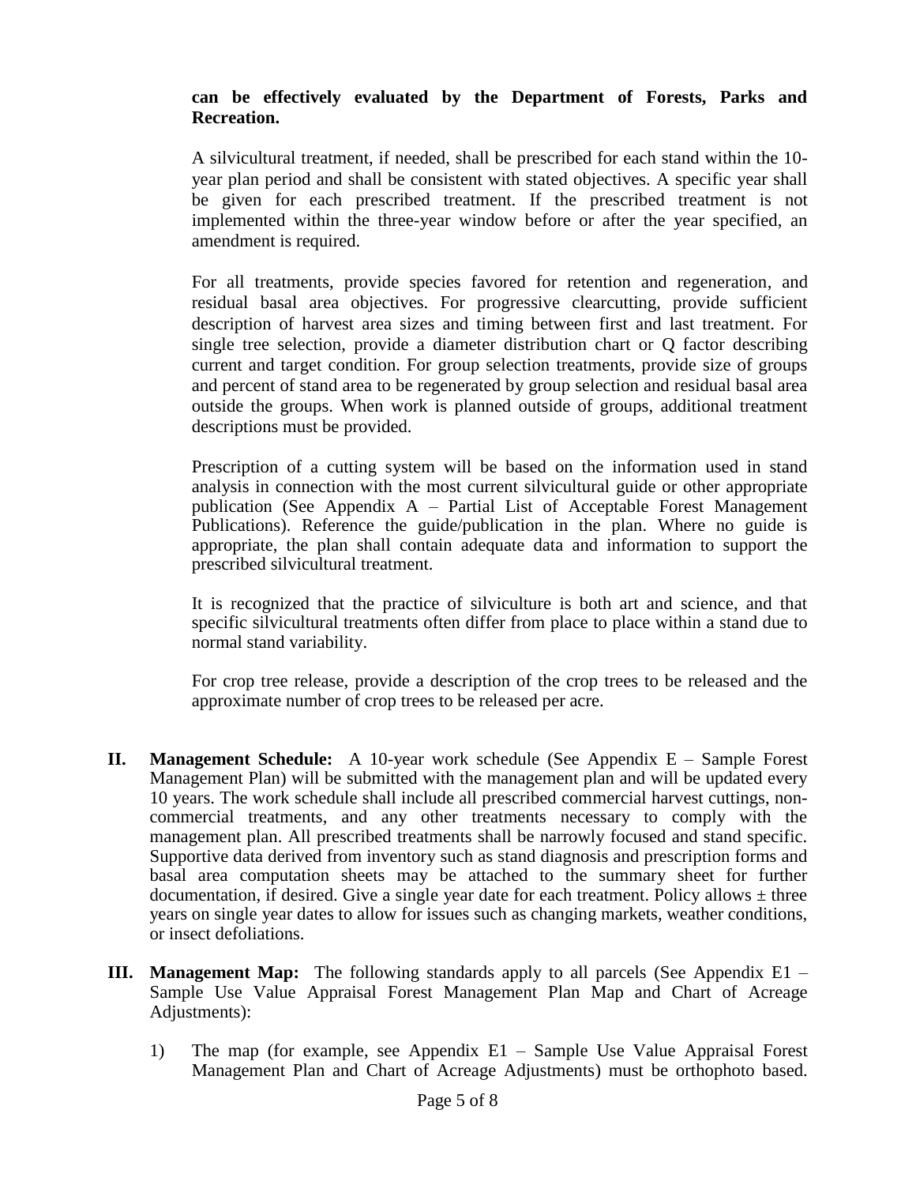**can be effectively evaluated by the Department of Forests, Parks and Recreation.**

A silvicultural treatment, if needed, shall be prescribed for each stand within the 10-year plan period and shall be consistent with stated objectives. A specific year shall be given for each prescribed treatment. If the prescribed treatment is not implemented within the three-year window before or after the year specified, an amendment is required.

For all treatments, provide species favored for retention and regeneration, and residual basal area objectives. For progressive clearcutting, provide sufficient description of harvest area sizes and timing between first and last treatment. For single tree selection, provide a diameter distribution chart or Q factor describing current and target condition. For group selection treatments, provide size of groups and percent of stand area to be regenerated by group selection and residual basal area outside the groups. When work is planned outside of groups, additional treatment descriptions must be provided.

Prescription of a cutting system will be based on the information used in stand analysis in connection with the most current silvicultural guide or other appropriate publication (See Appendix A – Partial List of Acceptable Forest Management Publications). Reference the guide/publication in the plan. Where no guide is appropriate, the plan shall contain adequate data and information to support the prescribed silvicultural treatment.

It is recognized that the practice of silviculture is both art and science, and that specific silvicultural treatments often differ from place to place within a stand due to normal stand variability.

For crop tree release, provide a description of the crop trees to be released and the approximate number of crop trees to be released per acre.

**II. Management Schedule:** A 10-year work schedule (See Appendix E – Sample Forest Management Plan) will be submitted with the management plan and will be updated every 10 years. The work schedule shall include all prescribed commercial harvest cuttings, non-commercial treatments, and any other treatments necessary to comply with the management plan. All prescribed treatments shall be narrowly focused and stand specific. Supportive data derived from inventory such as stand diagnosis and prescription forms and basal area computation sheets may be attached to the summary sheet for further documentation, if desired. Give a single year date for each treatment. Policy allows ± three years on single year dates to allow for issues such as changing markets, weather conditions, or insect defoliations.

**III. Management Map:** The following standards apply to all parcels (See Appendix E1 – Sample Use Value Appraisal Forest Management Plan Map and Chart of Acreage Adjustments):

1) The map (for example, see Appendix E1 – Sample Use Value Appraisal Forest Management Plan and Chart of Acreage Adjustments) must be orthophoto based.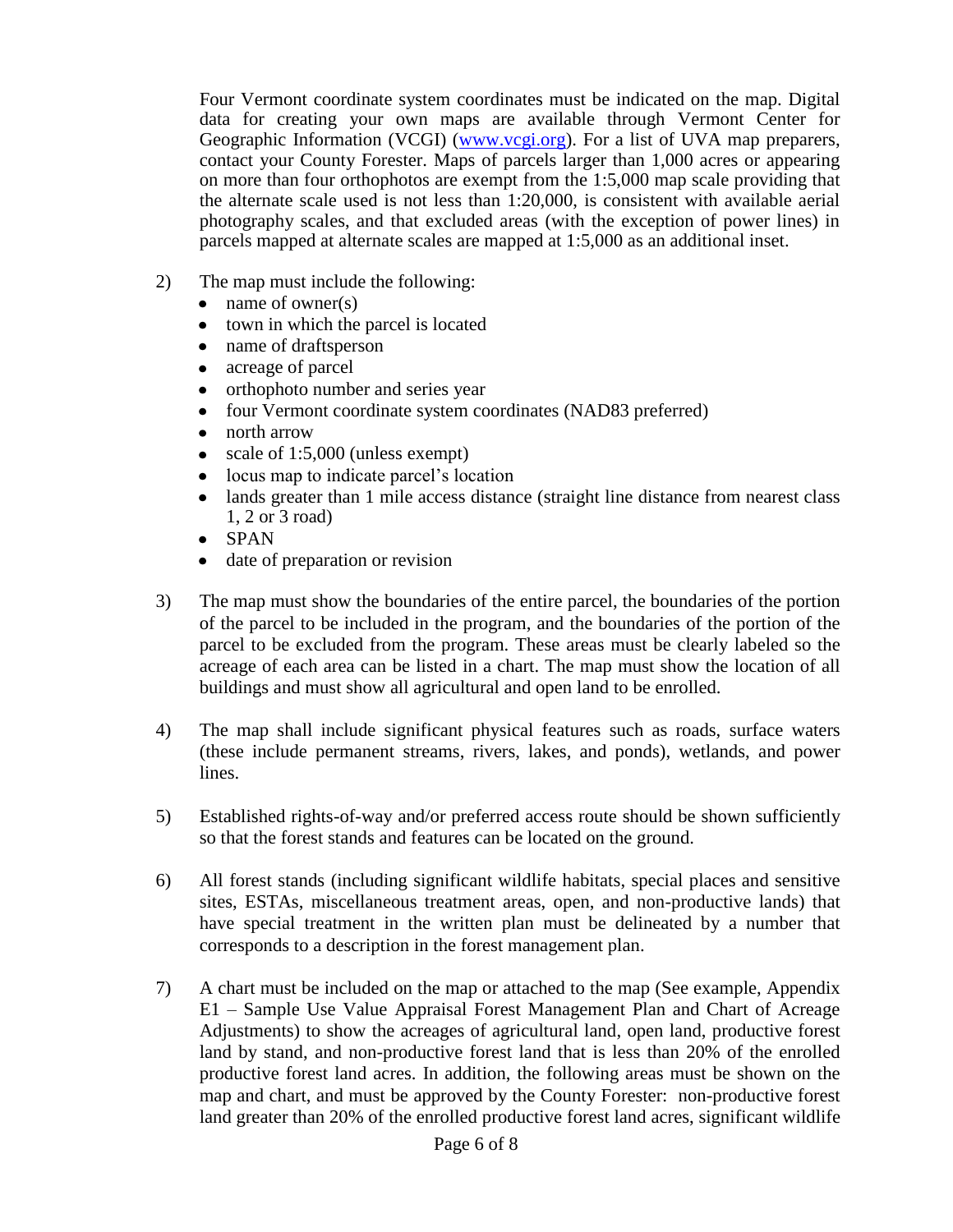Four Vermont coordinate system coordinates must be indicated on the map. Digital data for creating your own maps are available through Vermont Center for Geographic Information (VCGI) (www.vcgi.org). For a list of UVA map preparers, contact your County Forester. Maps of parcels larger than 1,000 acres or appearing on more than four orthophotos are exempt from the 1:5,000 map scale providing that the alternate scale used is not less than 1:20,000, is consistent with available aerial photography scales, and that excluded areas (with the exception of power lines) in parcels mapped at alternate scales are mapped at 1:5,000 as an additional inset.

2) The map must include the following:
   - name of owner(s)
   - town in which the parcel is located
   - name of draftsperson
   - acreage of parcel
   - orthophoto number and series year
   - four Vermont coordinate system coordinates (NAD83 preferred)
   - north arrow
   - scale of 1:5,000 (unless exempt)
   - locus map to indicate parcel's location
   - lands greater than 1 mile access distance (straight line distance from nearest class 1, 2 or 3 road)
   - SPAN
   - date of preparation or revision

3) The map must show the boundaries of the entire parcel, the boundaries of the portion of the parcel to be included in the program, and the boundaries of the portion of the parcel to be excluded from the program. These areas must be clearly labeled so the acreage of each area can be listed in a chart. The map must show the location of all buildings and must show all agricultural and open land to be enrolled.

4) The map shall include significant physical features such as roads, surface waters (these include permanent streams, rivers, lakes, and ponds), wetlands, and power lines.

5) Established rights-of-way and/or preferred access route should be shown sufficiently so that the forest stands and features can be located on the ground.

6) All forest stands (including significant wildlife habitats, special places and sensitive sites, ESTAs, miscellaneous treatment areas, open, and non-productive lands) that have special treatment in the written plan must be delineated by a number that corresponds to a description in the forest management plan.

7) A chart must be included on the map or attached to the map (See example, Appendix E1 – Sample Use Value Appraisal Forest Management Plan and Chart of Acreage Adjustments) to show the acreages of agricultural land, open land, productive forest land by stand, and non-productive forest land that is less than 20% of the enrolled productive forest land acres. In addition, the following areas must be shown on the map and chart, and must be approved by the County Forester: non-productive forest land greater than 20% of the enrolled productive forest land acres, significant wildlife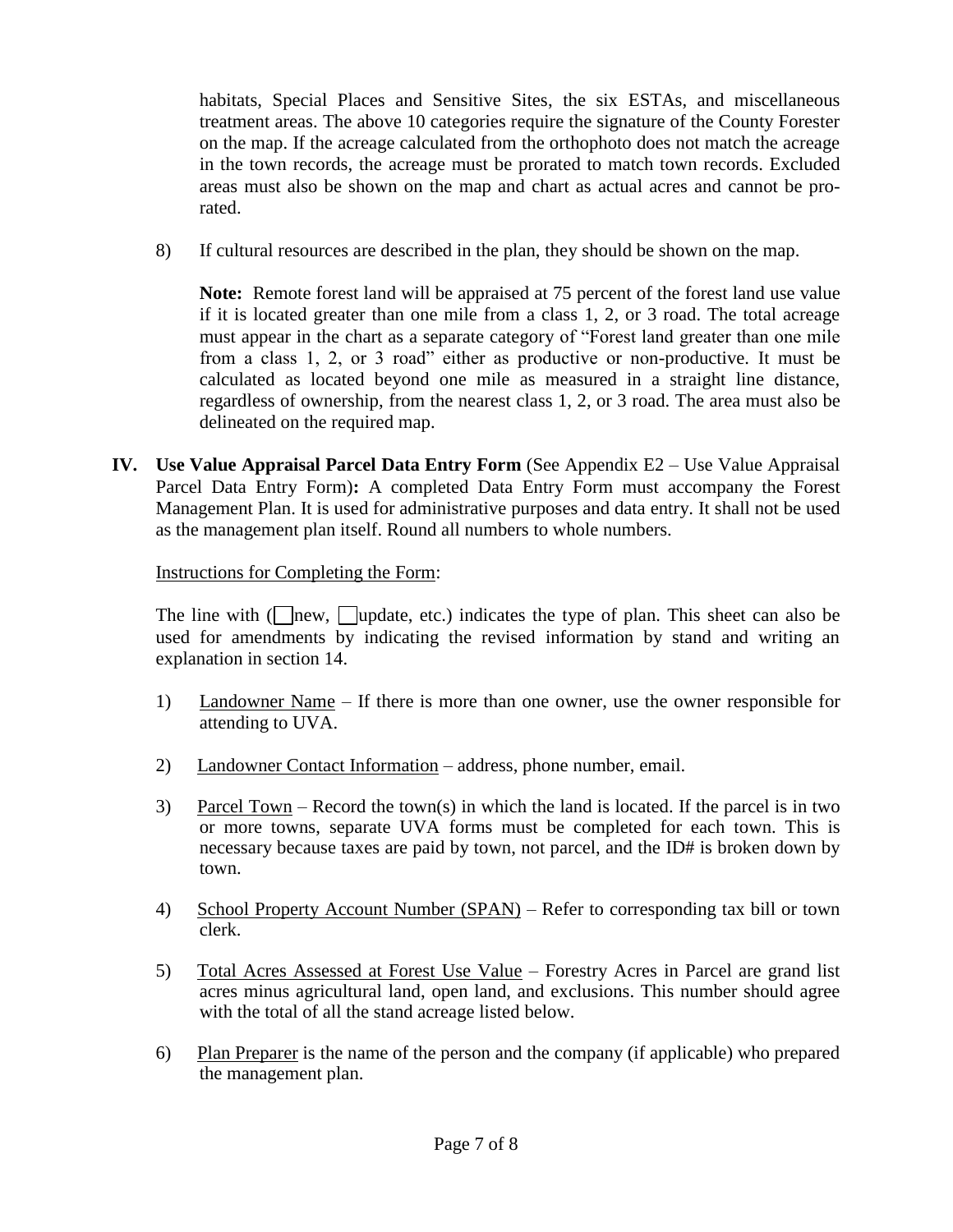habitats, Special Places and Sensitive Sites, the six ESTAs, and miscellaneous treatment areas. The above 10 categories require the signature of the County Forester on the map. If the acreage calculated from the orthophoto does not match the acreage in the town records, the acreage must be prorated to match town records. Excluded areas must also be shown on the map and chart as actual acres and cannot be pro-rated.

8) If cultural resources are described in the plan, they should be shown on the map.

   **Note:** Remote forest land will be appraised at 75 percent of the forest land use value if it is located greater than one mile from a class 1, 2, or 3 road. The total acreage must appear in the chart as a separate category of "Forest land greater than one mile from a class 1, 2, or 3 road" either as productive or non-productive. It must be calculated as located beyond one mile as measured in a straight line distance, regardless of ownership, from the nearest class 1, 2, or 3 road. The area must also be delineated on the required map.

**IV. Use Value Appraisal Parcel Data Entry Form** (See Appendix E2 – Use Value Appraisal Parcel Data Entry Form)**:** A completed Data Entry Form must accompany the Forest Management Plan. It is used for administrative purposes and data entry. It shall not be used as the management plan itself. Round all numbers to whole numbers.

Instructions for Completing the Form:

The line with (☐new, ☐update, etc.) indicates the type of plan. This sheet can also be used for amendments by indicating the revised information by stand and writing an explanation in section 14.

1) Landowner Name – If there is more than one owner, use the owner responsible for attending to UVA.

2) Landowner Contact Information – address, phone number, email.

3) Parcel Town – Record the town(s) in which the land is located. If the parcel is in two or more towns, separate UVA forms must be completed for each town. This is necessary because taxes are paid by town, not parcel, and the ID# is broken down by town.

4) School Property Account Number (SPAN) – Refer to corresponding tax bill or town clerk.

5) Total Acres Assessed at Forest Use Value – Forestry Acres in Parcel are grand list acres minus agricultural land, open land, and exclusions. This number should agree with the total of all the stand acreage listed below.

6) Plan Preparer is the name of the person and the company (if applicable) who prepared the management plan.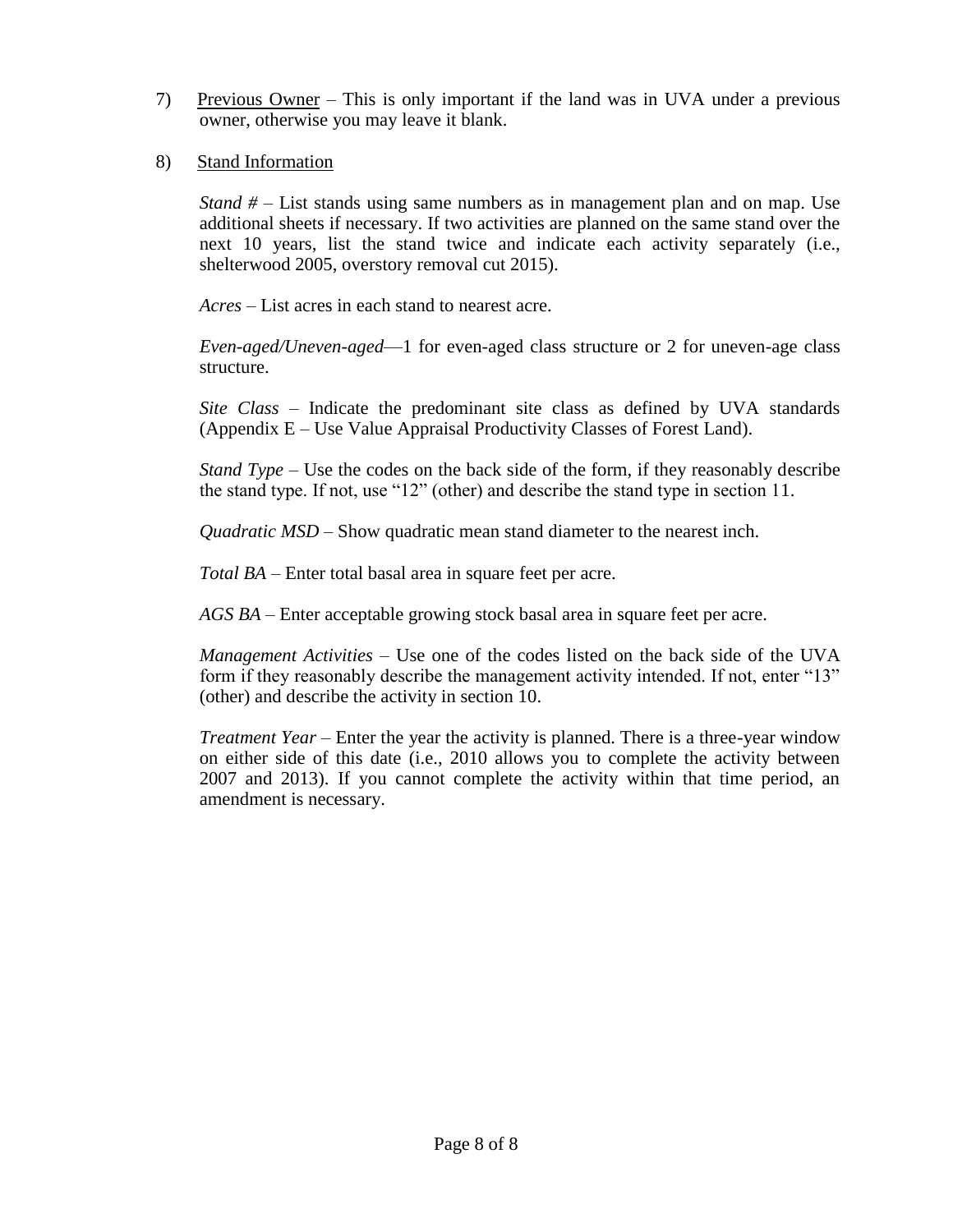7) Previous Owner – This is only important if the land was in UVA under a previous owner, otherwise you may leave it blank.

8) Stand Information

*Stand #* – List stands using same numbers as in management plan and on map. Use additional sheets if necessary. If two activities are planned on the same stand over the next 10 years, list the stand twice and indicate each activity separately (i.e., shelterwood 2005, overstory removal cut 2015).

*Acres* – List acres in each stand to nearest acre.

*Even-aged/Uneven-aged*—1 for even-aged class structure or 2 for uneven-age class structure.

*Site Class* – Indicate the predominant site class as defined by UVA standards (Appendix E – Use Value Appraisal Productivity Classes of Forest Land).

*Stand Type* – Use the codes on the back side of the form, if they reasonably describe the stand type. If not, use "12" (other) and describe the stand type in section 11.

*Quadratic MSD* – Show quadratic mean stand diameter to the nearest inch.

*Total BA* – Enter total basal area in square feet per acre.

*AGS BA* – Enter acceptable growing stock basal area in square feet per acre.

*Management Activities* – Use one of the codes listed on the back side of the UVA form if they reasonably describe the management activity intended. If not, enter "13" (other) and describe the activity in section 10.

*Treatment Year* – Enter the year the activity is planned. There is a three-year window on either side of this date (i.e., 2010 allows you to complete the activity between 2007 and 2013). If you cannot complete the activity within that time period, an amendment is necessary.